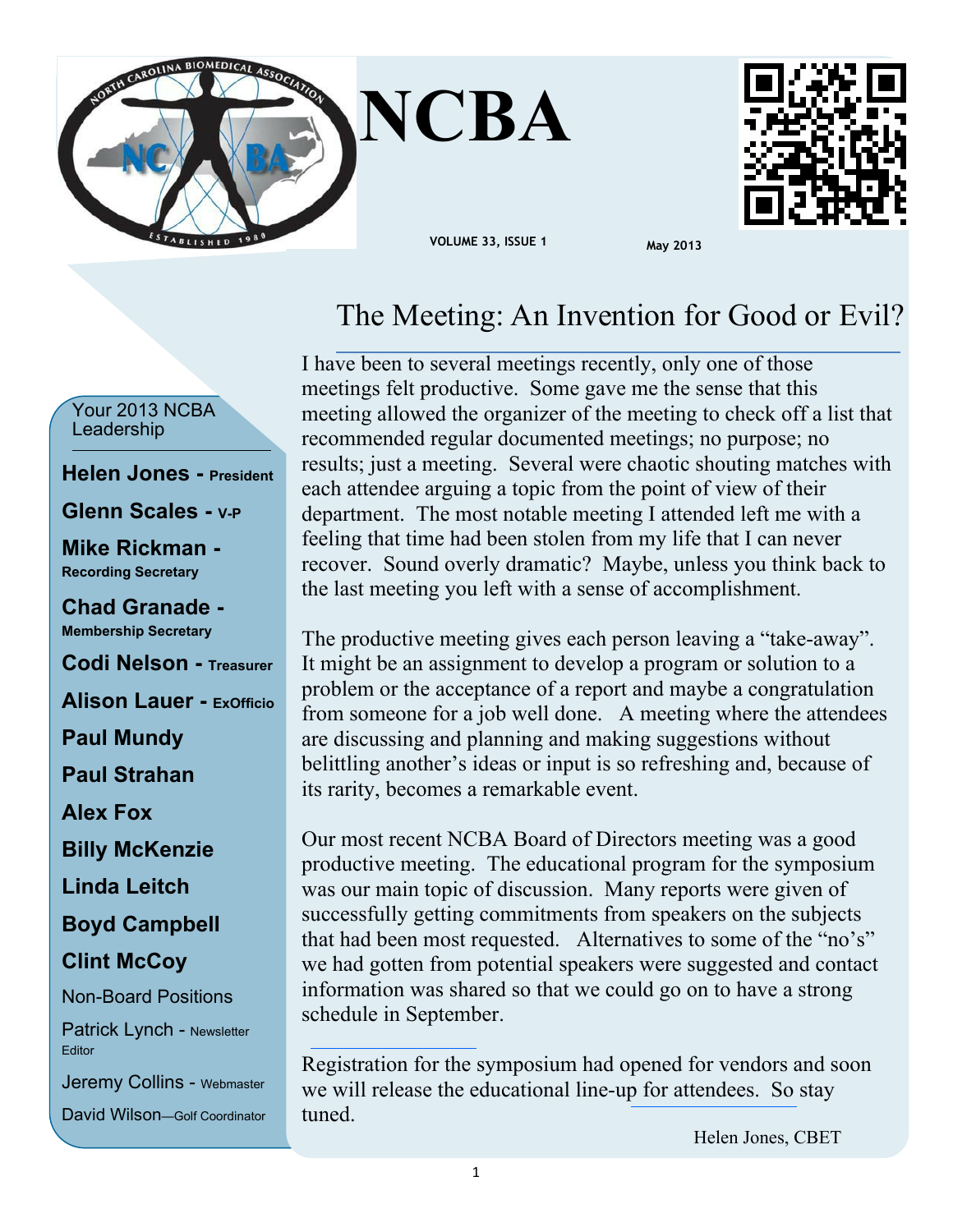# NCBA

VOLUME 33, ISSUE 1

May 2013

## The Meeting: An Invention for Good or Evil?

I have been to several meetings recently, only one of those meetings felt productive. Some gave me the sense that this meeting allowed the organizer of the meeting to check off a list that recommended regular documented meetings; no purpose; no results; just a meeting. Several were chaotic shouting matches with each attendee arguing a topic from the point of view of their department. The most notable meeting I attended left me with a feeling that time had been stolen from my life that I can never recover. Sound overly dramatic? Maybe, unless you think back to the last meeting you left with a sense of accomplishment.

The productive meeting gives each person leaving a "take-away". It might be an assignment to develop a program or solution to a problem or the acceptance of a report and maybe a congratulation from someone for a job well done. A meeting where the attendees are discussing and planning and making suggestions without belittling another's ideas or input is so refreshing and, because of its rarity, becomes a remarkable event.

Our most recent NCBA Board of Directors meeting was a good productive meeting. The educational program for the symposium was our main topic of discussion. Many reports were given of successfully getting commitments from speakers on the subjects that had been most requested. Alternatives to some of the "no's" we had gotten from potential speakers were suggested and contact information was shared so that we could go on to have a strong schedule in September.

Registration for the symposium had opened for vendors and soon we will release the educational line-up for attendees. So stay tuned.

Helen Jones, CBET

### Your 2013 NCBA Leadership

**Helen Jones - President**

**Glenn Scales - V-P**

**Mike Rickman - Recording Secretary**

**Chad Granade - Membership Secretary**

**Codi Nelson - Treasurer**

**Alison Lauer - ExOfficio**

**Paul Mundy**

**Paul Strahan**

**Alex Fox**

**Billy McKenzie**

**Linda Leitch**

**Boyd Campbell**

**Clint McCoy**

Non-Board Positions

Patrick Lynch - Newsletter Editor

Jeremy Collins - Webmaster

David Wilson—Golf Coordinator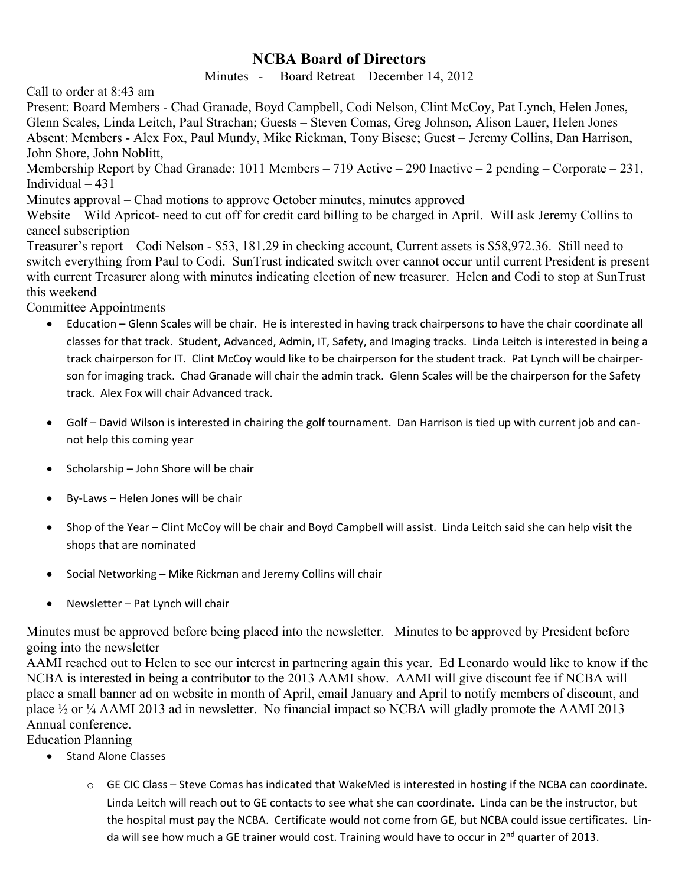# NCBA Board of Directors

Minutes - Board Retreat – December 14, 2012

Call to order at 8:43 am

Present: Board Members - Chad Granade, Boyd Campbell, Codi Nelson, Clint McCoy, Pat Lynch, Helen Jones, Glenn Scales, Linda Leitch, Paul Strachan; Guests – Steven Comas, Greg Johnson, Alison Lauer, Helen Jones

Absent: Members - Alex Fox, Paul Mundy, Mike Rickman, Tony Bisese; Guest – Jeremy Collins, Dan Harrison, John Shore, John Noblitt,

Membership Report by Chad Granade: 1011 Members – 719 Active – 290 Inactive – 2 pending – Corporate – 231, Individual – 431

Minutes approval – Chad motions to approve October minutes, minutes approved

Website – Wild Apricot- need to cut off for credit card billing to be charged in April. Will ask Jeremy Collins to cancel subscription

Treasurer's report – Codi Nelson - $53, 181.29 in checking account, Current assets is $58,972.36. Still need to switch everything from Paul to Codi. SunTrust indicated switch over cannot occur until current President is present with current Treasurer along with minutes indicating election of new treasurer. Helen and Codi to stop at SunTrust this weekend

Committee Appointments

- Education – Glenn Scales will be chair. He is interested in having track chairpersons to have the chair coordinate all classes for that track. Student, Advanced, Admin, IT, Safety, and Imaging tracks. Linda Leitch is interested in being a track chairperson for IT. Clint McCoy would like to be chairperson for the student track. Pat Lynch will be chairperson for imaging track. Chad Granade will chair the admin track. Glenn Scales will be the chairperson for the Safety track. Alex Fox will chair Advanced track.
- Golf – David Wilson is interested in chairing the golf tournament. Dan Harrison is tied up with current job and cannot help this coming year
- Scholarship – John Shore will be chair
- By-Laws – Helen Jones will be chair
- Shop of the Year – Clint McCoy will be chair and Boyd Campbell will assist. Linda Leitch said she can help visit the shops that are nominated
- Social Networking – Mike Rickman and Jeremy Collins will chair
- Newsletter – Pat Lynch will chair

Minutes must be approved before being placed into the newsletter. Minutes to be approved by President before going into the newsletter

AAMI reached out to Helen to see our interest in partnering again this year. Ed Leonardo would like to know if the NCBA is interested in being a contributor to the 2013 AAMI show. AAMI will give discount fee if NCBA will place a small banner ad on website in month of April, email January and April to notify members of discount, and place ½ or ¼ AAMI 2013 ad in newsletter. No financial impact so NCBA will gladly promote the AAMI 2013 Annual conference.

Education Planning

- Stand Alone Classes
  - GE CIC Class – Steve Comas has indicated that WakeMed is interested in hosting if the NCBA can coordinate. Linda Leitch will reach out to GE contacts to see what she can coordinate. Linda can be the instructor, but the hospital must pay the NCBA. Certificate would not come from GE, but NCBA could issue certificates. Linda will see how much a GE trainer would cost. Training would have to occur in 2nd quarter of 2013.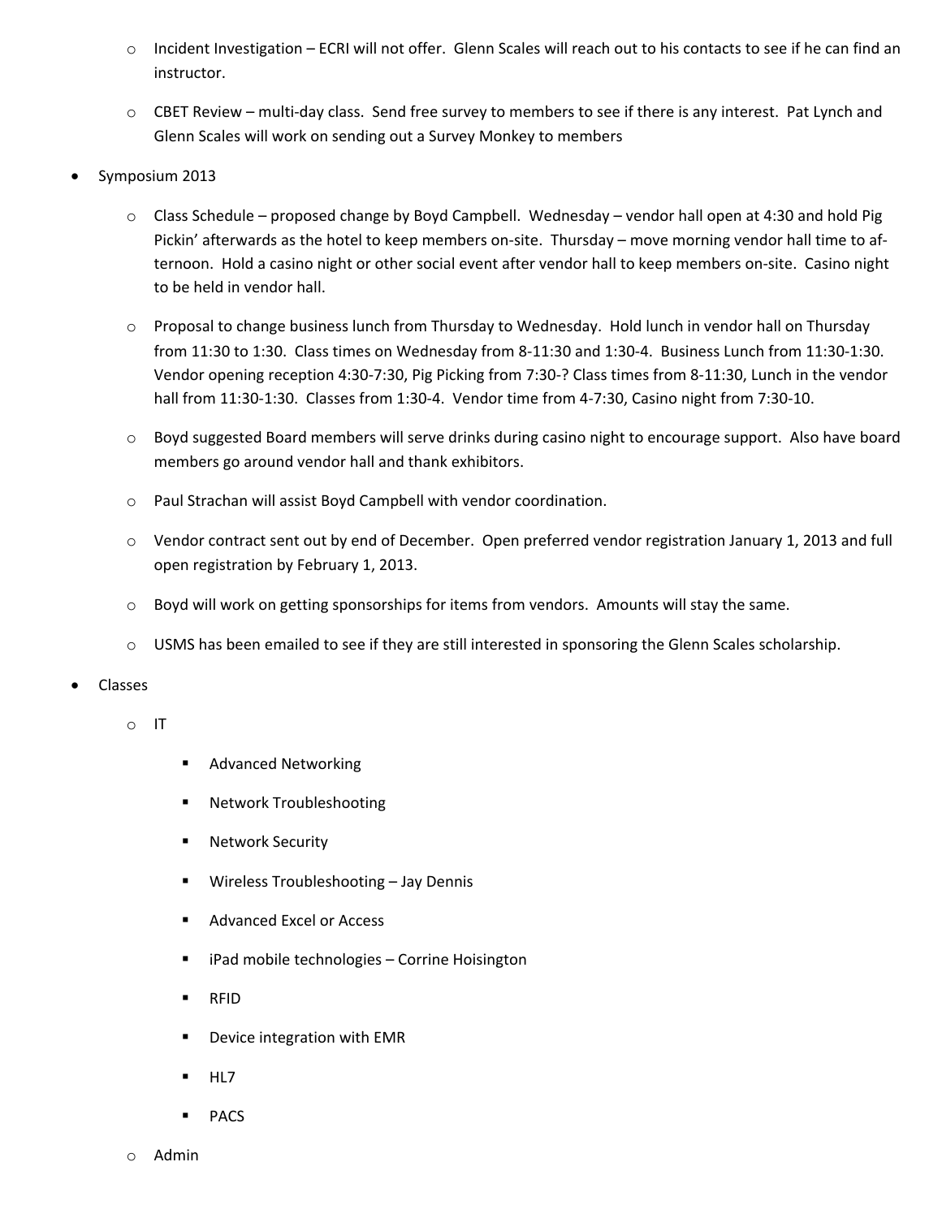- Incident Investigation – ECRI will not offer.  Glenn Scales will reach out to his contacts to see if he can find an instructor.
  - CBET Review – multi-day class.  Send free survey to members to see if there is any interest.  Pat Lynch and Glenn Scales will work on sending out a Survey Monkey to members
- Symposium 2013
  - Class Schedule – proposed change by Boyd Campbell.  Wednesday – vendor hall open at 4:30 and hold Pig Pickin' afterwards as the hotel to keep members on-site.  Thursday – move morning vendor hall time to afternoon.  Hold a casino night or other social event after vendor hall to keep members on-site.  Casino night to be held in vendor hall.
  - Proposal to change business lunch from Thursday to Wednesday.  Hold lunch in vendor hall on Thursday from 11:30 to 1:30.  Class times on Wednesday from 8-11:30 and 1:30-4.  Business Lunch from 11:30-1:30. Vendor opening reception 4:30-7:30, Pig Picking from 7:30-? Class times from 8-11:30, Lunch in the vendor hall from 11:30-1:30.  Classes from 1:30-4.  Vendor time from 4-7:30, Casino night from 7:30-10.
  - Boyd suggested Board members will serve drinks during casino night to encourage support.  Also have board members go around vendor hall and thank exhibitors.
  - Paul Strachan will assist Boyd Campbell with vendor coordination.
  - Vendor contract sent out by end of December.  Open preferred vendor registration January 1, 2013 and full open registration by February 1, 2013.
  - Boyd will work on getting sponsorships for items from vendors.  Amounts will stay the same.
  - USMS has been emailed to see if they are still interested in sponsoring the Glenn Scales scholarship.
- Classes
  - IT
    - Advanced Networking
    - Network Troubleshooting
    - Network Security
    - Wireless Troubleshooting – Jay Dennis
    - Advanced Excel or Access
    - iPad mobile technologies – Corrine Hoisington
    - RFID
    - Device integration with EMR
    - HL7
    - PACS
  - Admin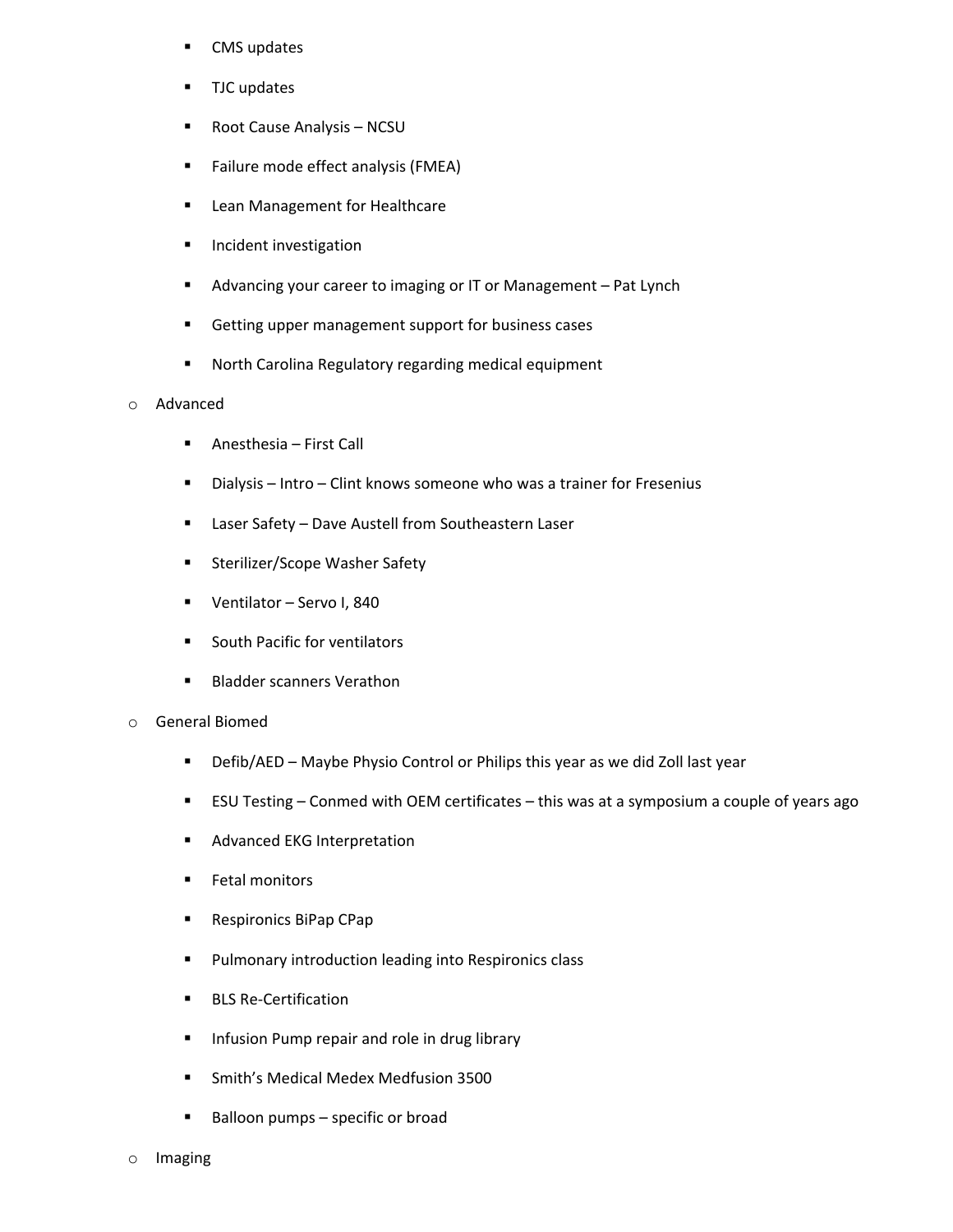- CMS updates
    - TJC updates
    - Root Cause Analysis – NCSU
    - Failure mode effect analysis (FMEA)
    - Lean Management for Healthcare
    - Incident investigation
    - Advancing your career to imaging or IT or Management – Pat Lynch
    - Getting upper management support for business cases
    - North Carolina Regulatory regarding medical equipment
  - Advanced
    - Anesthesia – First Call
    - Dialysis – Intro – Clint knows someone who was a trainer for Fresenius
    - Laser Safety – Dave Austell from Southeastern Laser
    - Sterilizer/Scope Washer Safety
    - Ventilator – Servo I, 840
    - South Pacific for ventilators
    - Bladder scanners Verathon
  - General Biomed
    - Defib/AED – Maybe Physio Control or Philips this year as we did Zoll last year
    - ESU Testing – Conmed with OEM certificates – this was at a symposium a couple of years ago
    - Advanced EKG Interpretation
    - Fetal monitors
    - Respironics BiPap CPap
    - Pulmonary introduction leading into Respironics class
    - BLS Re-Certification
    - Infusion Pump repair and role in drug library
    - Smith's Medical Medex Medfusion 3500
    - Balloon pumps – specific or broad
  - Imaging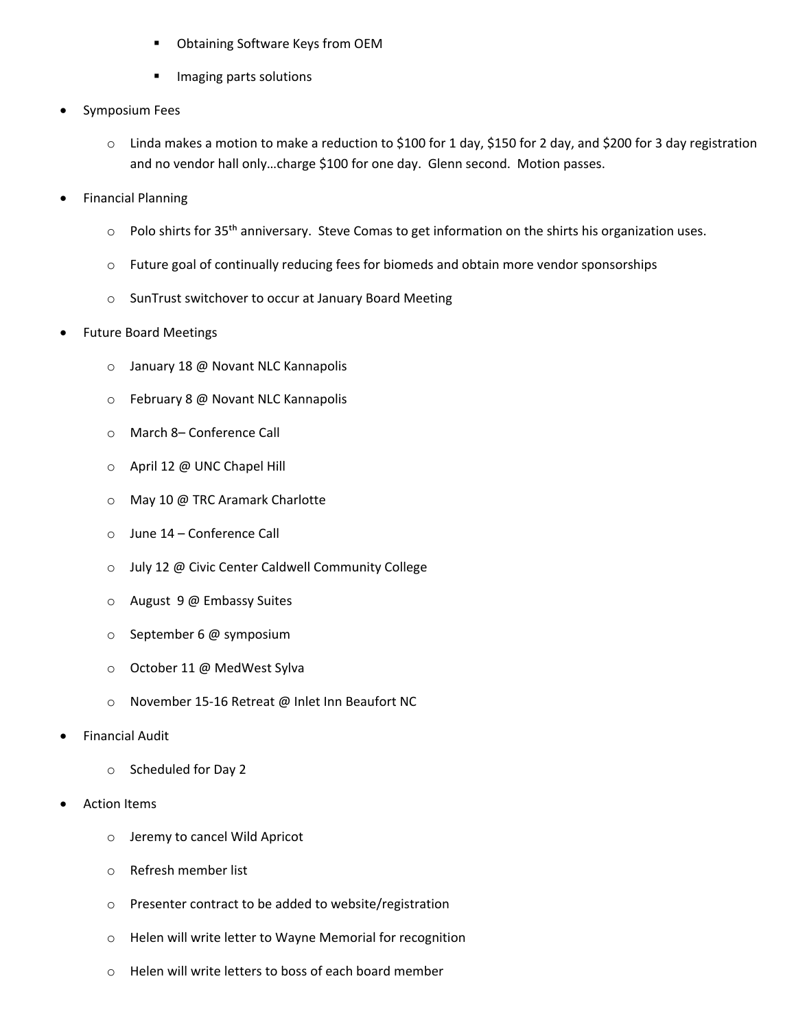- Obtaining Software Keys from OEM
    - Imaging parts solutions
- Symposium Fees
  - Linda makes a motion to make a reduction to $100 for 1 day, $150 for 2 day, and $200 for 3 day registration and no vendor hall only…charge $100 for one day. Glenn second. Motion passes.
- Financial Planning
  - Polo shirts for 35th anniversary. Steve Comas to get information on the shirts his organization uses.
  - Future goal of continually reducing fees for biomeds and obtain more vendor sponsorships
  - SunTrust switchover to occur at January Board Meeting
- Future Board Meetings
  - January 18 @ Novant NLC Kannapolis
  - February 8 @ Novant NLC Kannapolis
  - March 8– Conference Call
  - April 12 @ UNC Chapel Hill
  - May 10 @ TRC Aramark Charlotte
  - June 14 – Conference Call
  - July 12 @ Civic Center Caldwell Community College
  - August 9 @ Embassy Suites
  - September 6 @ symposium
  - October 11 @ MedWest Sylva
  - November 15-16 Retreat @ Inlet Inn Beaufort NC
- Financial Audit
  - Scheduled for Day 2
- Action Items
  - Jeremy to cancel Wild Apricot
  - Refresh member list
  - Presenter contract to be added to website/registration
  - Helen will write letter to Wayne Memorial for recognition
  - Helen will write letters to boss of each board member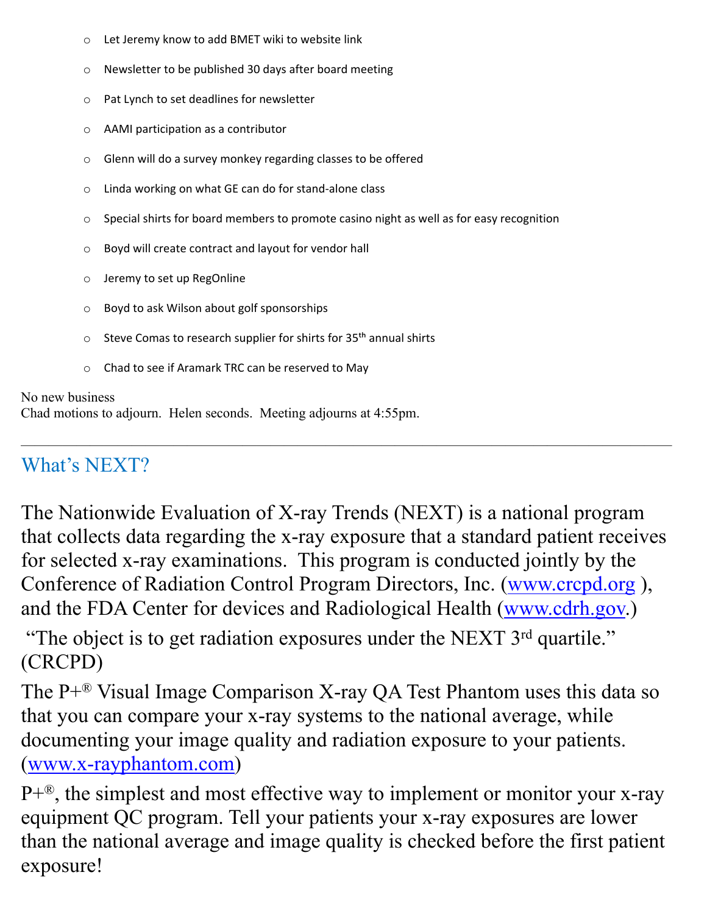- Let Jeremy know to add BMET wiki to website link
- Newsletter to be published 30 days after board meeting
- Pat Lynch to set deadlines for newsletter
- AAMI participation as a contributor
- Glenn will do a survey monkey regarding classes to be offered
- Linda working on what GE can do for stand-alone class
- Special shirts for board members to promote casino night as well as for easy recognition
- Boyd will create contract and layout for vendor hall
- Jeremy to set up RegOnline
- Boyd to ask Wilson about golf sponsorships
- Steve Comas to research supplier for shirts for 35th annual shirts
- Chad to see if Aramark TRC can be reserved to May

No new business
Chad motions to adjourn. Helen seconds. Meeting adjourns at 4:55pm.

---

## What's NEXT?

The Nationwide Evaluation of X-ray Trends (NEXT) is a national program that collects data regarding the x-ray exposure that a standard patient receives for selected x-ray examinations. This program is conducted jointly by the Conference of Radiation Control Program Directors, Inc. (www.crcpd.org ), and the FDA Center for devices and Radiological Health (www.cdrh.gov.)

"The object is to get radiation exposures under the NEXT 3rd quartile." (CRCPD)

The P+® Visual Image Comparison X-ray QA Test Phantom uses this data so that you can compare your x-ray systems to the national average, while documenting your image quality and radiation exposure to your patients. (www.x-rayphantom.com)

P+®, the simplest and most effective way to implement or monitor your x-ray equipment QC program. Tell your patients your x-ray exposures are lower than the national average and image quality is checked before the first patient exposure!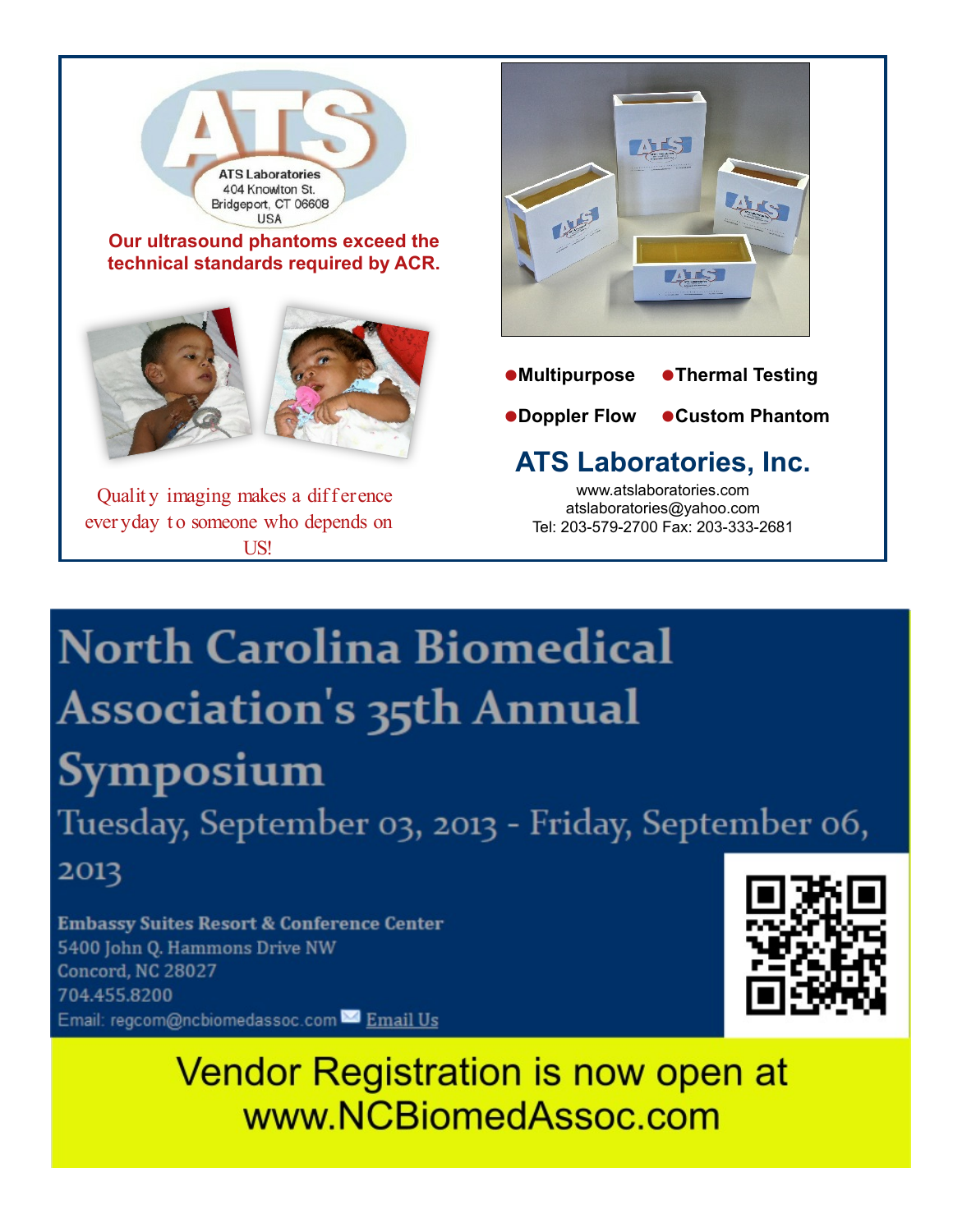ATS

ATS Laboratories
404 Knowlton St.
Bridgeport, CT 06608
USA

**Our ultrasound phantoms exceed the technical standards required by ACR.**

Quality imaging makes a difference everyday to someone who depends on US!

- **Multipurpose**
- **Thermal Testing**
- **Doppler Flow**
- **Custom Phantom**

## ATS Laboratories, Inc.

www.atslaboratories.com
atslaboratories@yahoo.com
Tel: 203-579-2700 Fax: 203-333-2681

# North Carolina Biomedical Association's 35th Annual Symposium

## Tuesday, September 03, 2013 - Friday, September 06, 2013

**Embassy Suites Resort & Conference Center**
5400 John Q. Hammons Drive NW
Concord, NC 28027
704.455.8200
Email: regcom@ncbiomedassoc.com Email Us

**Vendor Registration is now open at www.NCBiomedAssoc.com**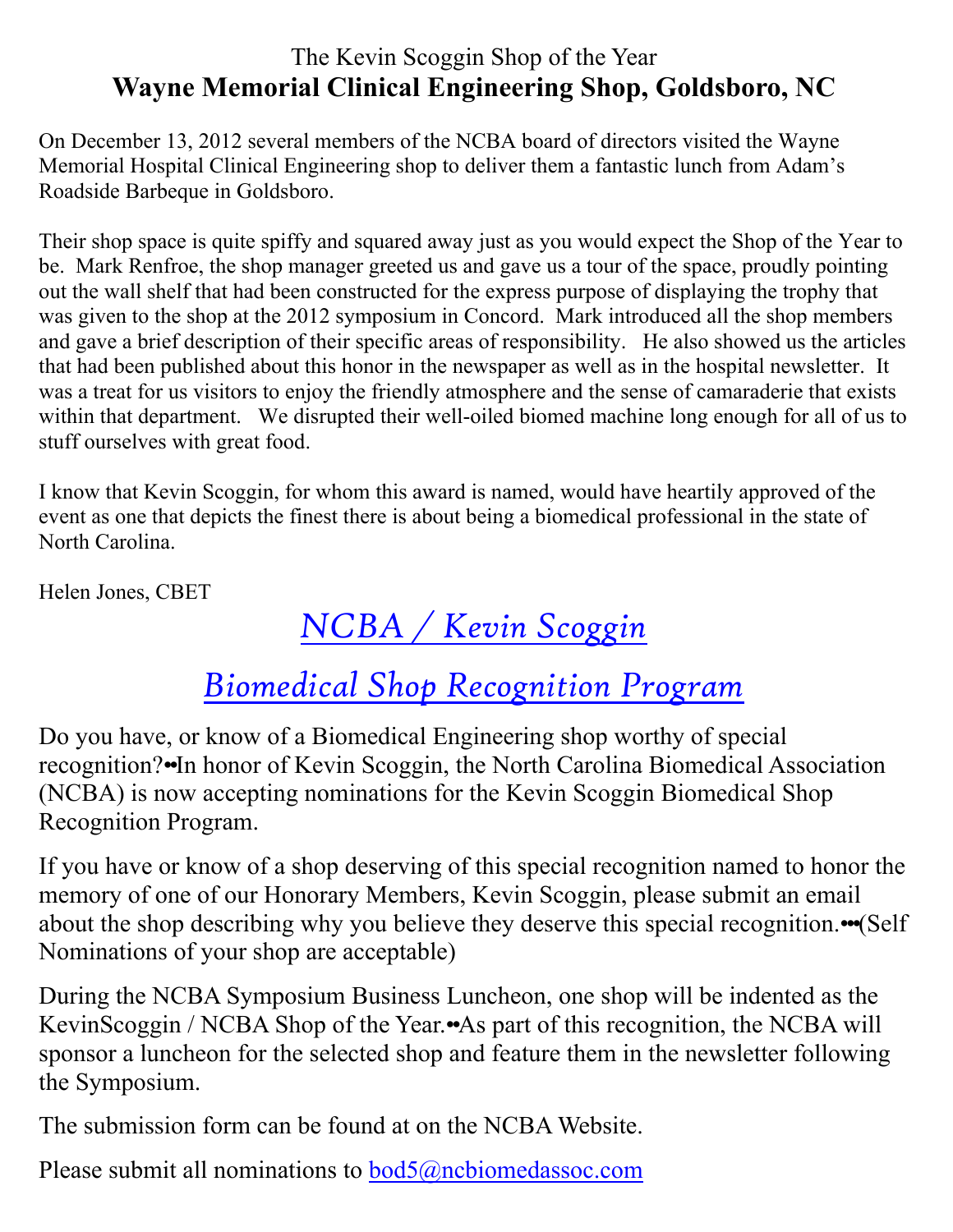The Kevin Scoggin Shop of the Year

# Wayne Memorial Clinical Engineering Shop, Goldsboro, NC

On December 13, 2012 several members of the NCBA board of directors visited the Wayne Memorial Hospital Clinical Engineering shop to deliver them a fantastic lunch from Adam's Roadside Barbeque in Goldsboro.

Their shop space is quite spiffy and squared away just as you would expect the Shop of the Year to be. Mark Renfroe, the shop manager greeted us and gave us a tour of the space, proudly pointing out the wall shelf that had been constructed for the express purpose of displaying the trophy that was given to the shop at the 2012 symposium in Concord. Mark introduced all the shop members and gave a brief description of their specific areas of responsibility. He also showed us the articles that had been published about this honor in the newspaper as well as in the hospital newsletter. It was a treat for us visitors to enjoy the friendly atmosphere and the sense of camaraderie that exists within that department. We disrupted their well-oiled biomed machine long enough for all of us to stuff ourselves with great food.

I know that Kevin Scoggin, for whom this award is named, would have heartily approved of the event as one that depicts the finest there is about being a biomedical professional in the state of North Carolina.

Helen Jones, CBET

## *NCBA / Kevin Scoggin*

## *Biomedical Shop Recognition Program*

Do you have, or know of a Biomedical Engineering shop worthy of special recognition?••In honor of Kevin Scoggin, the North Carolina Biomedical Association (NCBA) is now accepting nominations for the Kevin Scoggin Biomedical Shop Recognition Program.

If you have or know of a shop deserving of this special recognition named to honor the memory of one of our Honorary Members, Kevin Scoggin, please submit an email about the shop describing why you believe they deserve this special recognition.•••(Self Nominations of your shop are acceptable)

During the NCBA Symposium Business Luncheon, one shop will be indented as the KevinScoggin / NCBA Shop of the Year.••As part of this recognition, the NCBA will sponsor a luncheon for the selected shop and feature them in the newsletter following the Symposium.

The submission form can be found at on the NCBA Website.

Please submit all nominations to bod5@ncbiomedassoc.com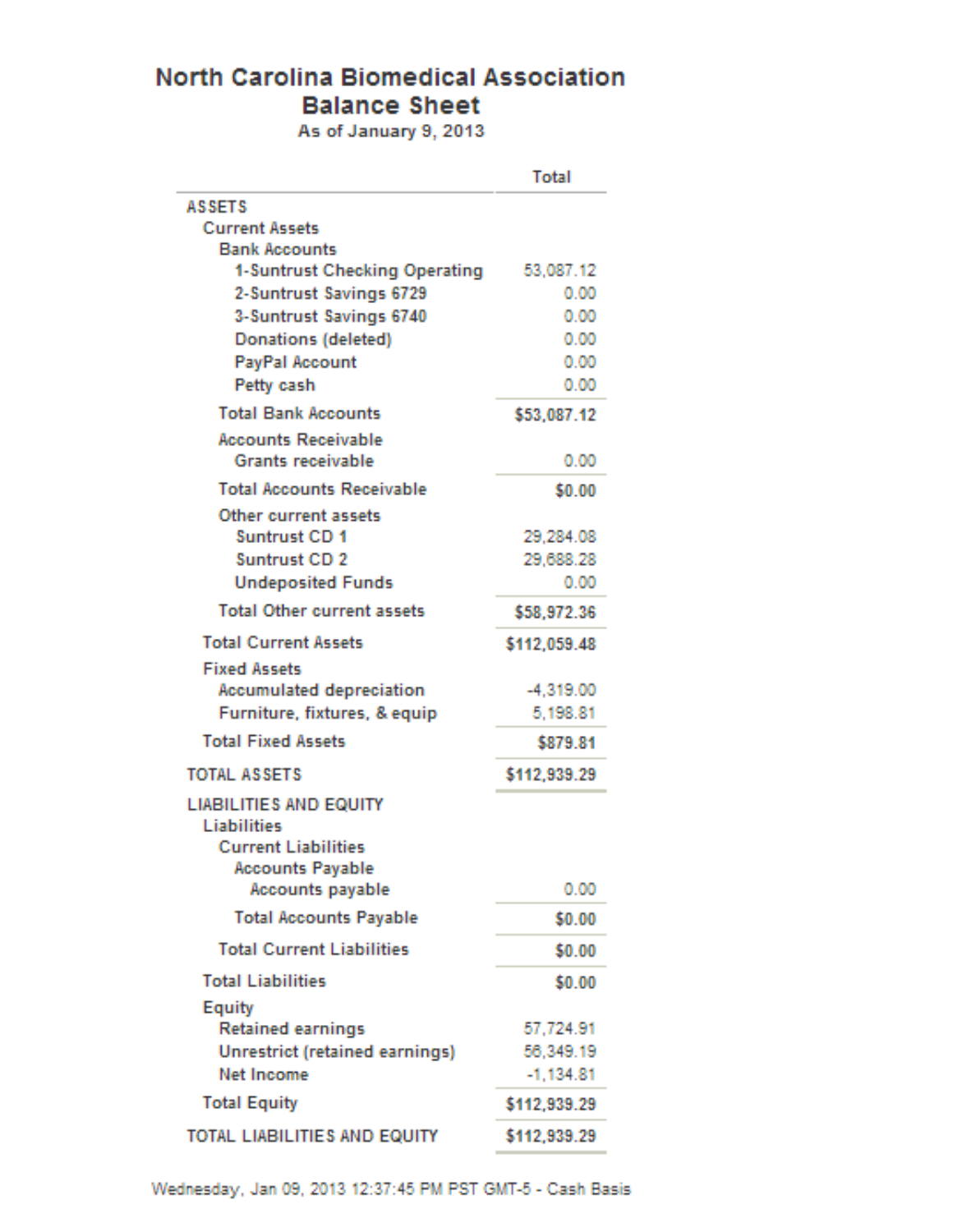# North Carolina Biomedical Association

## Balance Sheet

As of January 9, 2013

| | Total |
|---|---|
| **ASSETS** | |
| Current Assets | |
| Bank Accounts | |
| 1-Suntrust Checking Operating | 53,087.12 |
| 2-Suntrust Savings 6729 | 0.00 |
| 3-Suntrust Savings 6740 | 0.00 |
| Donations (deleted) | 0.00 |
| PayPal Account | 0.00 |
| Petty cash | 0.00 |
| Total Bank Accounts | **$53,087.12** |
| Accounts Receivable | |
| Grants receivable | 0.00 |
| Total Accounts Receivable | **$0.00** |
| Other current assets | |
| Suntrust CD 1 | 29,284.08 |
| Suntrust CD 2 | 29,688.28 |
| Undeposited Funds | 0.00 |
| Total Other current assets | **$58,972.36** |
| Total Current Assets | **$112,059.48** |
| Fixed Assets | |
| Accumulated depreciation | -4,319.00 |
| Furniture, fixtures, & equip | 5,198.81 |
| Total Fixed Assets | **$879.81** |
| TOTAL ASSETS | **$112,939.29** |
| **LIABILITIES AND EQUITY** | |
| Liabilities | |
| Current Liabilities | |
| Accounts Payable | |
| Accounts payable | 0.00 |
| Total Accounts Payable | **$0.00** |
| Total Current Liabilities | **$0.00** |
| Total Liabilities | **$0.00** |
| Equity | |
| Retained earnings | 57,724.91 |
| Unrestrict (retained earnings) | 56,349.19 |
| Net Income | -1,134.81 |
| Total Equity | **$112,939.29** |
| TOTAL LIABILITIES AND EQUITY | **$112,939.29** |

Wednesday, Jan 09, 2013 12:37:45 PM PST GMT-5 - Cash Basis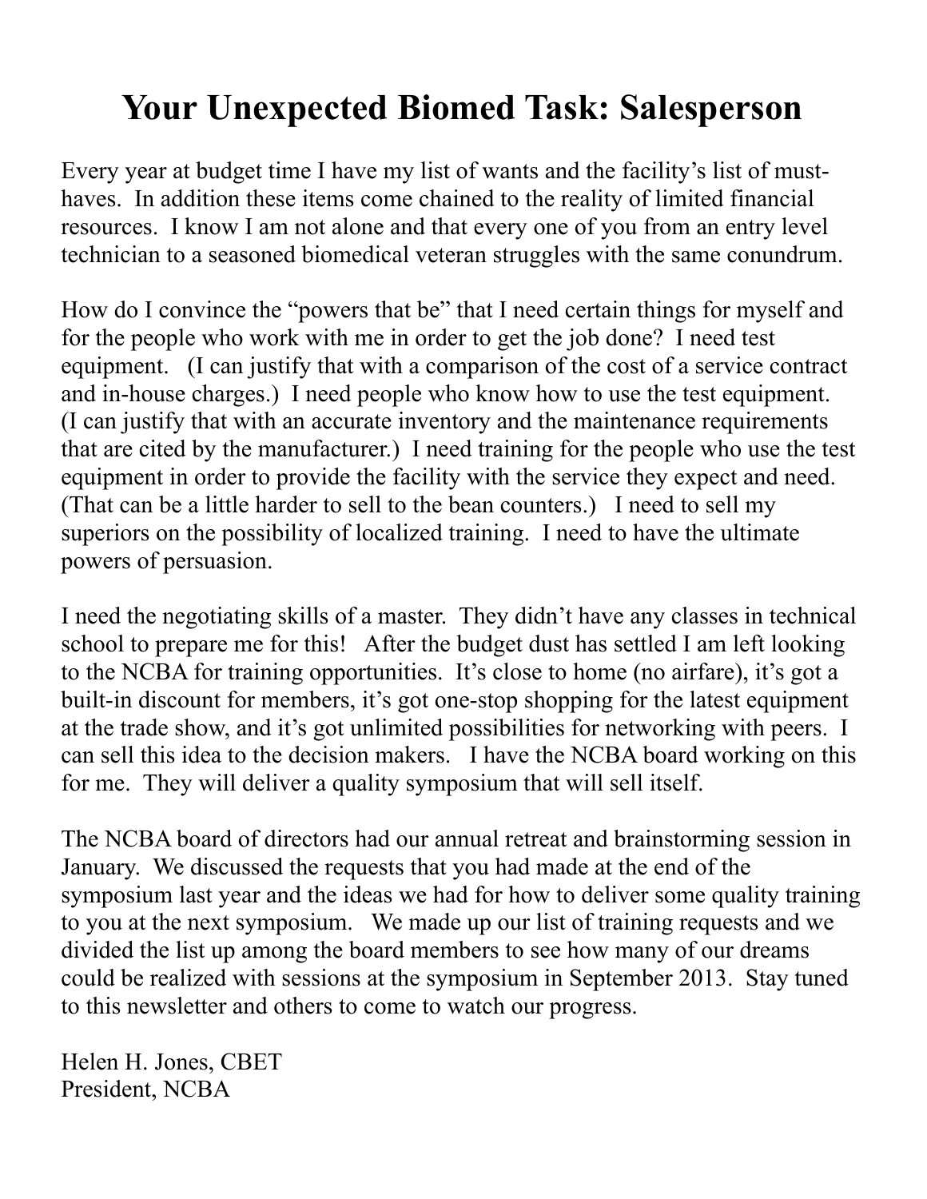# Your Unexpected Biomed Task: Salesperson

Every year at budget time I have my list of wants and the facility's list of must-haves. In addition these items come chained to the reality of limited financial resources. I know I am not alone and that every one of you from an entry level technician to a seasoned biomedical veteran struggles with the same conundrum.

How do I convince the "powers that be" that I need certain things for myself and for the people who work with me in order to get the job done? I need test equipment. (I can justify that with a comparison of the cost of a service contract and in-house charges.) I need people who know how to use the test equipment. (I can justify that with an accurate inventory and the maintenance requirements that are cited by the manufacturer.) I need training for the people who use the test equipment in order to provide the facility with the service they expect and need. (That can be a little harder to sell to the bean counters.) I need to sell my superiors on the possibility of localized training. I need to have the ultimate powers of persuasion.

I need the negotiating skills of a master. They didn't have any classes in technical school to prepare me for this! After the budget dust has settled I am left looking to the NCBA for training opportunities. It's close to home (no airfare), it's got a built-in discount for members, it's got one-stop shopping for the latest equipment at the trade show, and it's got unlimited possibilities for networking with peers. I can sell this idea to the decision makers. I have the NCBA board working on this for me. They will deliver a quality symposium that will sell itself.

The NCBA board of directors had our annual retreat and brainstorming session in January. We discussed the requests that you had made at the end of the symposium last year and the ideas we had for how to deliver some quality training to you at the next symposium. We made up our list of training requests and we divided the list up among the board members to see how many of our dreams could be realized with sessions at the symposium in September 2013. Stay tuned to this newsletter and others to come to watch our progress.

Helen H. Jones, CBET
President, NCBA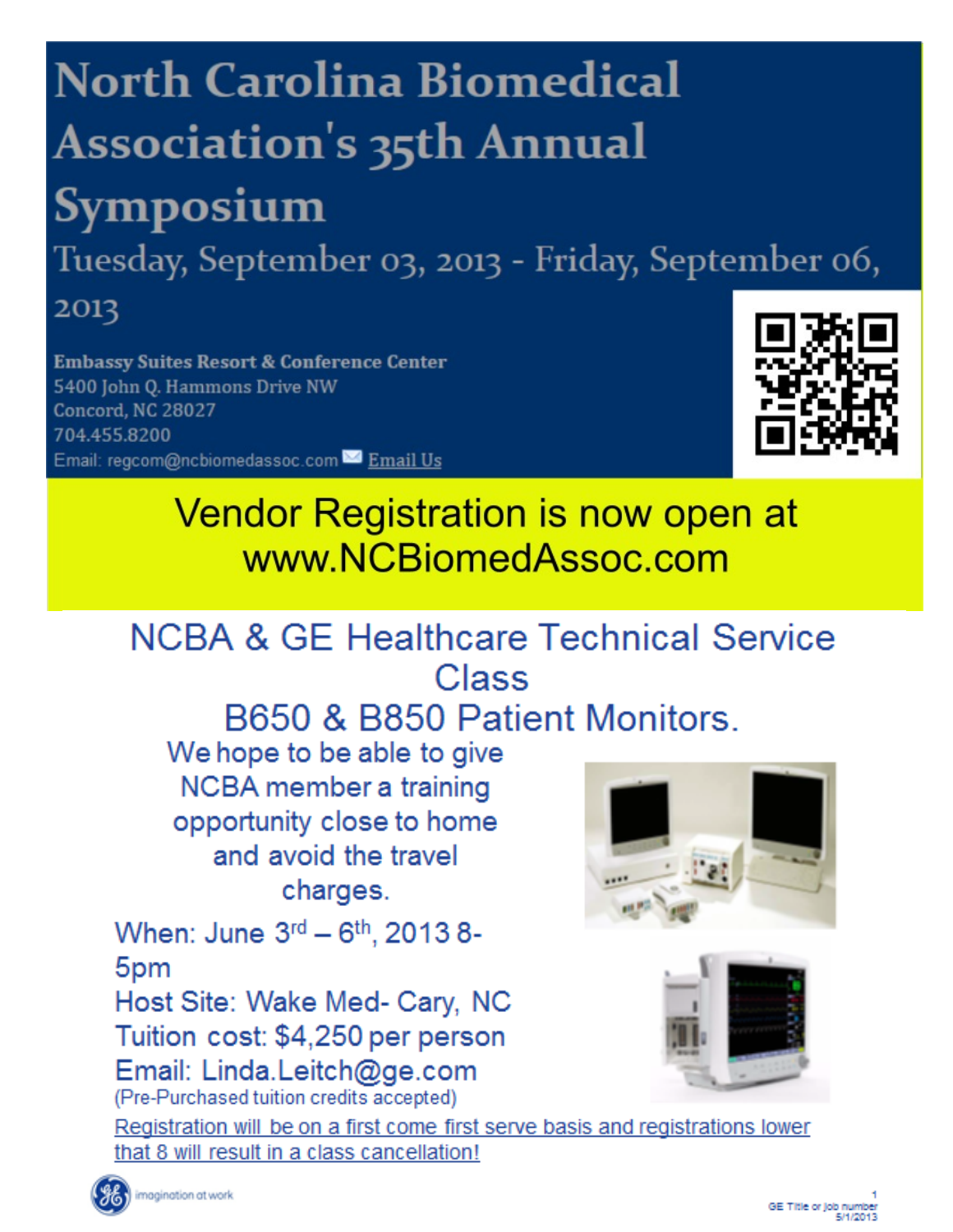# North Carolina Biomedical Association's 35th Annual Symposium

## Tuesday, September 03, 2013 - Friday, September 06, 2013

**Embassy Suites Resort & Conference Center**
5400 John Q. Hammons Drive NW
Concord, NC 28027
704.455.8200
Email: regcom@ncbiomedassoc.com Email Us

**Vendor Registration is now open at www.NCBiomedAssoc.com**

## NCBA & GE Healthcare Technical Service Class

## B650 & B850 Patient Monitors.

We hope to be able to give NCBA member a training opportunity close to home and avoid the travel charges.

When: June 3rd – 6th, 2013 8-5pm
Host Site: Wake Med- Cary, NC
Tuition cost: $4,250 per person
Email: Linda.Leitch@ge.com
(Pre-Purchased tuition credits accepted)

Registration will be on a first come first serve basis and registrations lower that 8 will result in a class cancellation!

imagination at work

GE Title or job number
5/1/2013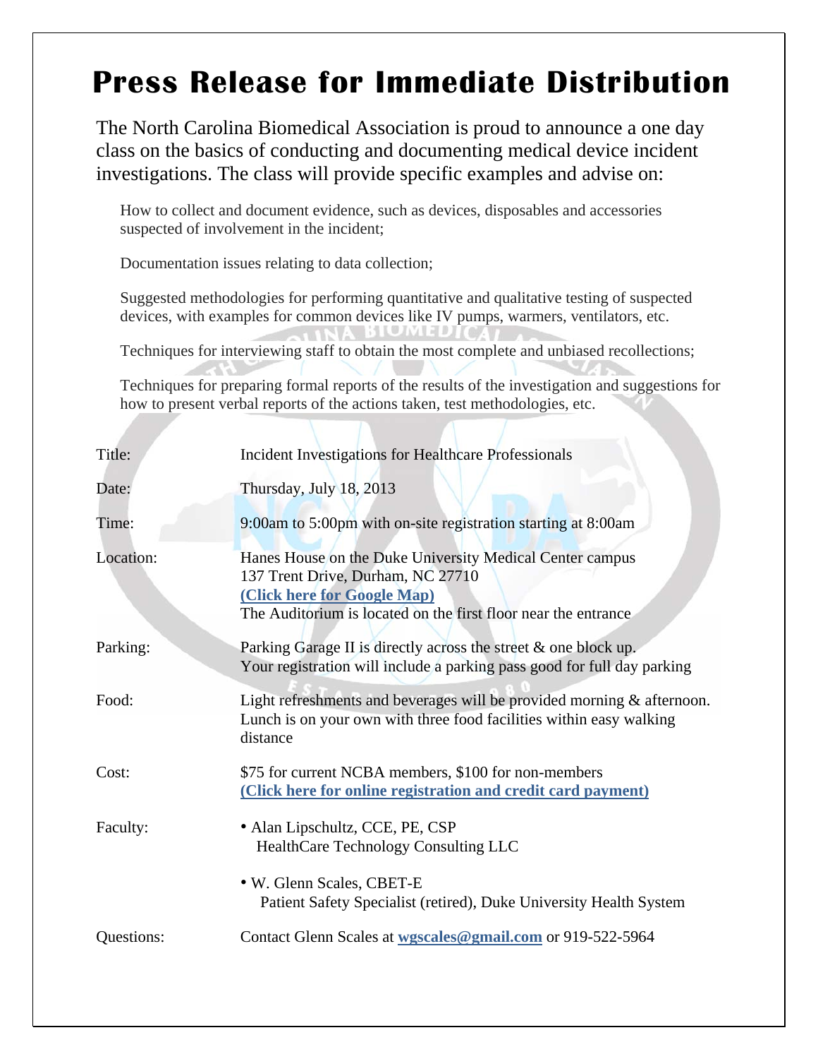# Press Release for Immediate Distribution

The North Carolina Biomedical Association is proud to announce a one day class on the basics of conducting and documenting medical device incident investigations. The class will provide specific examples and advise on:

How to collect and document evidence, such as devices, disposables and accessories suspected of involvement in the incident;

Documentation issues relating to data collection;

Suggested methodologies for performing quantitative and qualitative testing of suspected devices, with examples for common devices like IV pumps, warmers, ventilators, etc.

Techniques for interviewing staff to obtain the most complete and unbiased recollections;

Techniques for preparing formal reports of the results of the investigation and suggestions for how to present verbal reports of the actions taken, test methodologies, etc.

| | |
|---|---|
| Title: | Incident Investigations for Healthcare Professionals |
| Date: | Thursday, July 18, 2013 |
| Time: | 9:00am to 5:00pm with on-site registration starting at 8:00am |
| Location: | Hanes House on the Duke University Medical Center campus<br>137 Trent Drive, Durham, NC 27710<br>**(Click here for Google Map)**<br>The Auditorium is located on the first floor near the entrance |
| Parking: | Parking Garage II is directly across the street & one block up.<br>Your registration will include a parking pass good for full day parking |
| Food: | Light refreshments and beverages will be provided morning & afternoon.<br>Lunch is on your own with three food facilities within easy walking distance |
| Cost: | $75 for current NCBA members, $100 for non-members<br>**(Click here for online registration and credit card payment)** |
| Faculty: | • Alan Lipschultz, CCE, PE, CSP<br>HealthCare Technology Consulting LLC<br><br>• W. Glenn Scales, CBET-E<br>Patient Safety Specialist (retired), Duke University Health System |
| Questions: | Contact Glenn Scales at **wgscales@gmail.com** or 919-522-5964 |